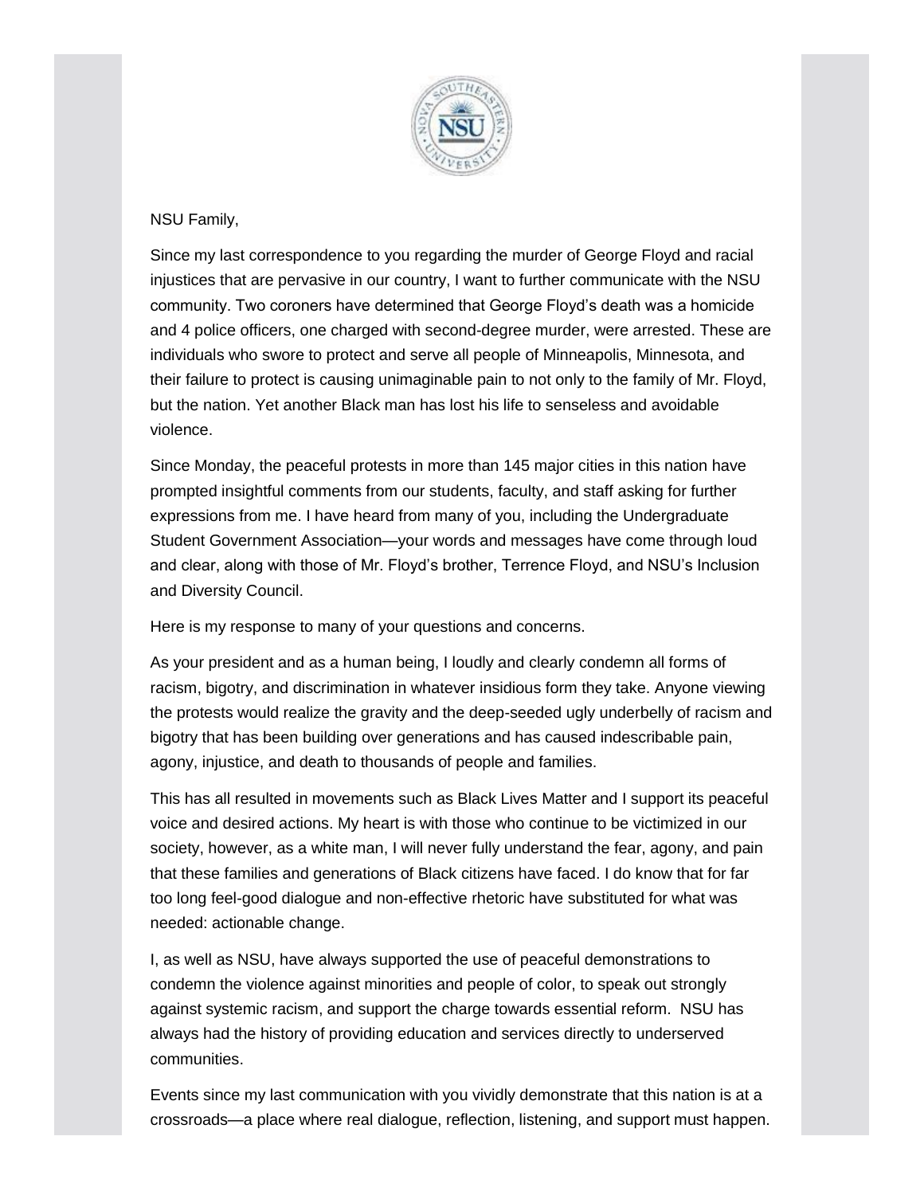NSU Family,

Since my last correspondence to you regarding the murder of George Floyd and racial injustices that are pervasive in our country, I want to further communicate with the NSU community. Two coroners have determined that George Floyd's death was a homicide and 4 police officers, one charged with second-degree murder, were arrested. These are individuals who swore to protect and serve all people of Minneapolis, Minnesota, and their failure to protect is causing unimaginable pain to not only to the family of Mr. Floyd, but the nation. Yet another Black man has lost his life to senseless and avoidable violence.

Since Monday, the peaceful protests in more than 145 major cities in this nation have prompted insightful comments from our students, faculty, and staff asking for further expressions from me. I have heard from many of you, including the Undergraduate Student Government Association—your words and messages have come through loud and clear, along with those of Mr. Floyd's brother, Terrence Floyd, and NSU's Inclusion and Diversity Council.

Here is my response to many of your questions and concerns.

As your president and as a human being, I loudly and clearly condemn all forms of racism, bigotry, and discrimination in whatever insidious form they take. Anyone viewing the protests would realize the gravity and the deep-seeded ugly underbelly of racism and bigotry that has been building over generations and has caused indescribable pain, agony, injustice, and death to thousands of people and families.

This has all resulted in movements such as Black Lives Matter and I support its peaceful voice and desired actions. My heart is with those who continue to be victimized in our society, however, as a white man, I will never fully understand the fear, agony, and pain that these families and generations of Black citizens have faced. I do know that for far too long feel-good dialogue and non-effective rhetoric have substituted for what was needed: actionable change.

I, as well as NSU, have always supported the use of peaceful demonstrations to condemn the violence against minorities and people of color, to speak out strongly against systemic racism, and support the charge towards essential reform. NSU has always had the history of providing education and services directly to underserved communities.

Events since my last communication with you vividly demonstrate that this nation is at a crossroads—a place where real dialogue, reflection, listening, and support must happen.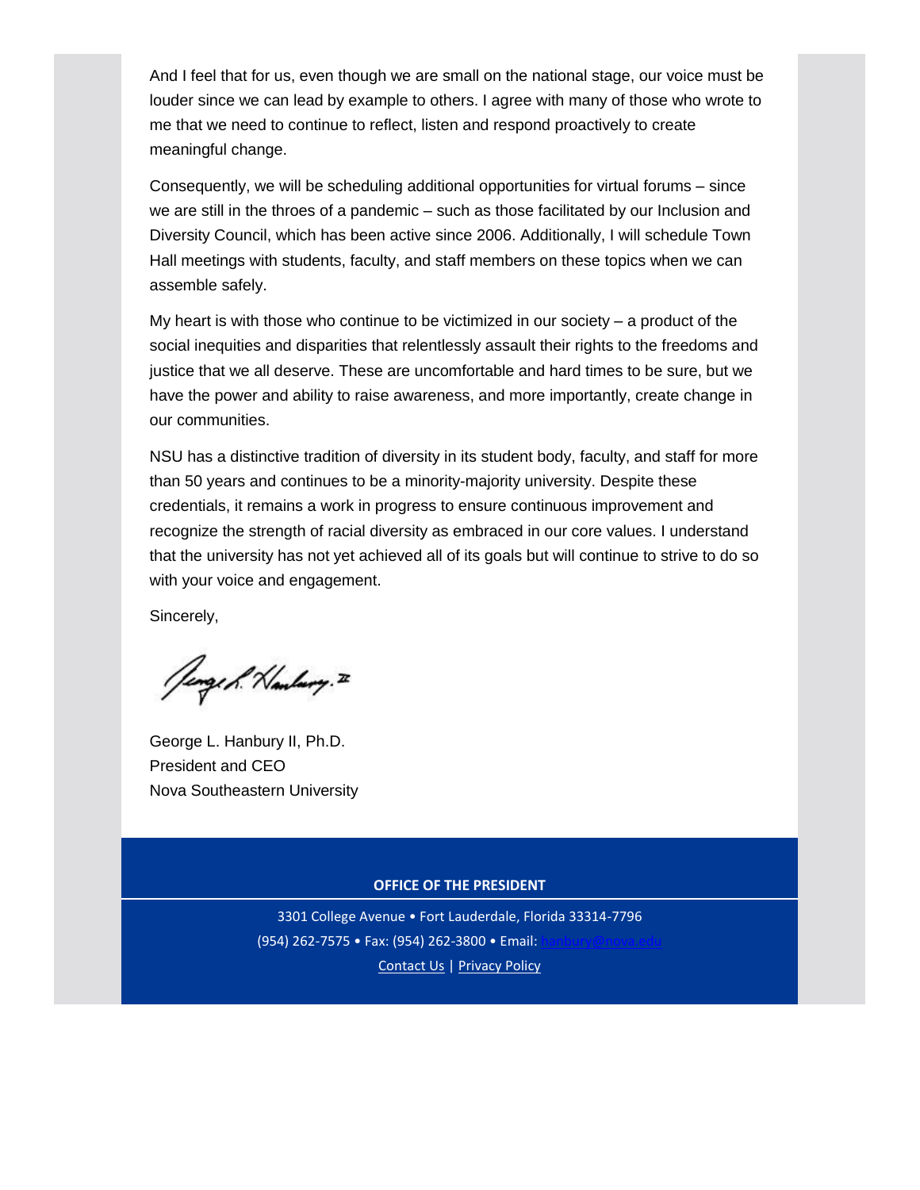And I feel that for us, even though we are small on the national stage, our voice must be louder since we can lead by example to others. I agree with many of those who wrote to me that we need to continue to reflect, listen and respond proactively to create meaningful change.

Consequently, we will be scheduling additional opportunities for virtual forums – since we are still in the throes of a pandemic – such as those facilitated by our Inclusion and Diversity Council, which has been active since 2006. Additionally, I will schedule Town Hall meetings with students, faculty, and staff members on these topics when we can assemble safely.

My heart is with those who continue to be victimized in our society – a product of the social inequities and disparities that relentlessly assault their rights to the freedoms and justice that we all deserve. These are uncomfortable and hard times to be sure, but we have the power and ability to raise awareness, and more importantly, create change in our communities.

NSU has a distinctive tradition of diversity in its student body, faculty, and staff for more than 50 years and continues to be a minority-majority university. Despite these credentials, it remains a work in progress to ensure continuous improvement and recognize the strength of racial diversity as embraced in our core values. I understand that the university has not yet achieved all of its goals but will continue to strive to do so with your voice and engagement.

Sincerely,

George L. Hanbury II, Ph.D.
President and CEO
Nova Southeastern University

**OFFICE OF THE PRESIDENT**

3301 College Avenue • Fort Lauderdale, Florida 33314-7796
(954) 262-7575 • Fax: (954) 262-3800 • Email: hanbury@nova.edu
Contact Us | Privacy Policy